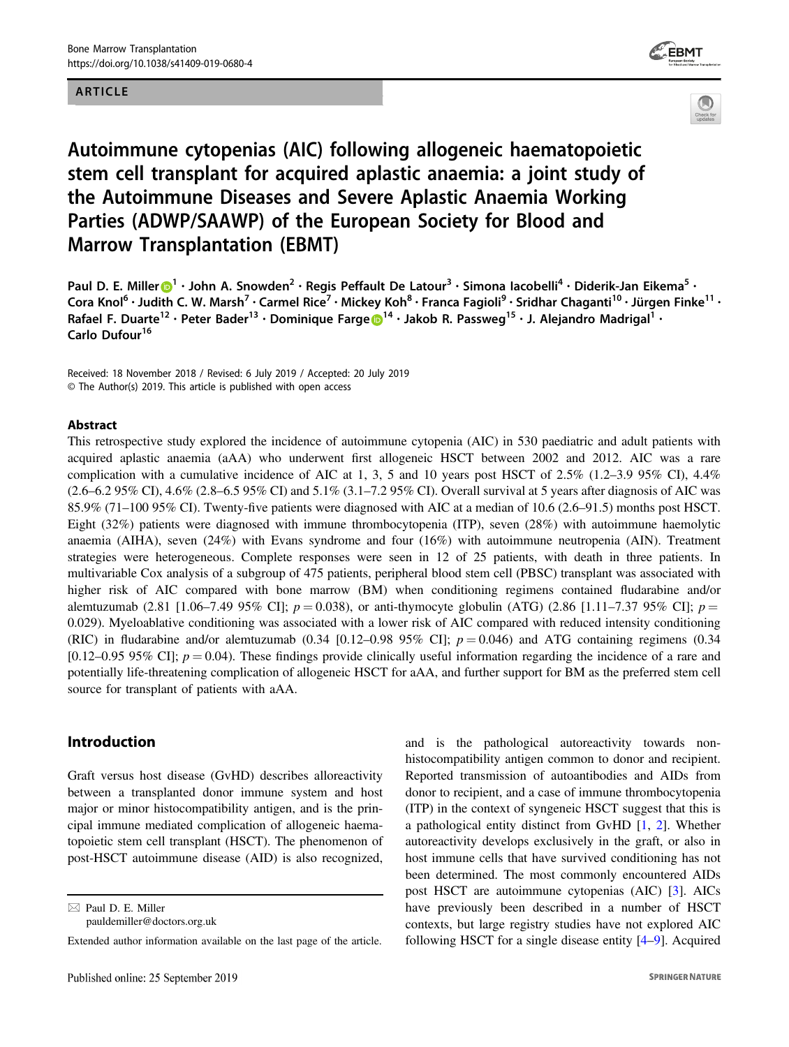ARTICLE

# Autoimmune cytopenias (AIC) following allogeneic haematopoietic stem cell transplant for acquired aplastic anaemia: a joint study of the Autoimmune Diseases and Severe Aplastic Anaemia Working Parties (ADWP/SAAWP) of the European Society for Blood and Marrow Transplantation (EBMT)

Paul D. E. Miller[1] · John A. Snowden[2] · Regis Peffault De Latour[3] · Simona Iacobelli[4] · Diderik-Jan Eikema[5] · Cora Knol[6] · Judith C. W. Marsh[7] · Carmel Rice[7] · Mickey Koh[8] · Franca Fagioli[9] · Sridhar Chaganti[10] · Jürgen Finke[11] · Rafael F. Duarte[12] · Peter Bader[13] · Dominique Farge[14] · Jakob R. Passweg[15] · J. Alejandro Madrigal[1] · Carlo Dufour[16]

Received: 18 November 2018 / Revised: 6 July 2019 / Accepted: 20 July 2019
© The Author(s) 2019. This article is published with open access

## Abstract

This retrospective study explored the incidence of autoimmune cytopenia (AIC) in 530 paediatric and adult patients with acquired aplastic anaemia (aAA) who underwent first allogeneic HSCT between 2002 and 2012. AIC was a rare complication with a cumulative incidence of AIC at 1, 3, 5 and 10 years post HSCT of 2.5% (1.2–3.9 95% CI), 4.4% (2.6–6.2 95% CI), 4.6% (2.8–6.5 95% CI) and 5.1% (3.1–7.2 95% CI). Overall survival at 5 years after diagnosis of AIC was 85.9% (71–100 95% CI). Twenty-five patients were diagnosed with AIC at a median of 10.6 (2.6–91.5) months post HSCT. Eight (32%) patients were diagnosed with immune thrombocytopenia (ITP), seven (28%) with autoimmune haemolytic anaemia (AIHA), seven (24%) with Evans syndrome and four (16%) with autoimmune neutropenia (AIN). Treatment strategies were heterogeneous. Complete responses were seen in 12 of 25 patients, with death in three patients. In multivariable Cox analysis of a subgroup of 475 patients, peripheral blood stem cell (PBSC) transplant was associated with higher risk of AIC compared with bone marrow (BM) when conditioning regimens contained fludarabine and/or alemtuzumab (2.81 [1.06–7.49 95% CI]; $p = 0.038$), or anti-thymocyte globulin (ATG) (2.86 [1.11–7.37 95% CI]; $p = 0.029$). Myeloablative conditioning was associated with a lower risk of AIC compared with reduced intensity conditioning (RIC) in fludarabine and/or alemtuzumab (0.34 [0.12–0.98 95% CI]; $p = 0.046$) and ATG containing regimens (0.34 [0.12–0.95 95% CI]; $p = 0.04$). These findings provide clinically useful information regarding the incidence of a rare and potentially life-threatening complication of allogeneic HSCT for aAA, and further support for BM as the preferred stem cell source for transplant of patients with aAA.

## Introduction

Graft versus host disease (GvHD) describes alloreactivity between a transplanted donor immune system and host major or minor histocompatibility antigen, and is the principal immune mediated complication of allogeneic haematopoietic stem cell transplant (HSCT). The phenomenon of post-HSCT autoimmune disease (AID) is also recognized, and is the pathological autoreactivity towards non-histocompatibility antigen common to donor and recipient. Reported transmission of autoantibodies and AIDs from donor to recipient, and a case of immune thrombocytopenia (ITP) in the context of syngeneic HSCT suggest that this is a pathological entity distinct from GvHD [1, 2]. Whether autoreactivity develops exclusively in the graft, or also in host immune cells that have survived conditioning has not been determined. The most commonly encountered AIDs post HSCT are autoimmune cytopenias (AIC) [3]. AICs have previously been described in a number of HSCT contexts, but large registry studies have not explored AIC following HSCT for a single disease entity [4–9]. Acquired

✉ Paul D. E. Miller
pauldemiller@doctors.org.uk

Extended author information available on the last page of the article.

Published online: 25 September 2019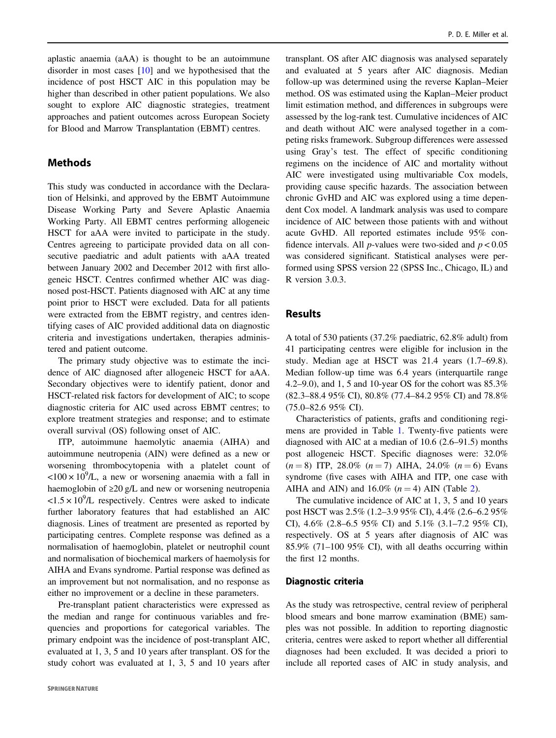aplastic anaemia (aAA) is thought to be an autoimmune disorder in most cases [10] and we hypothesised that the incidence of post HSCT AIC in this population may be higher than described in other patient populations. We also sought to explore AIC diagnostic strategies, treatment approaches and patient outcomes across European Society for Blood and Marrow Transplantation (EBMT) centres.

## Methods

This study was conducted in accordance with the Declaration of Helsinki, and approved by the EBMT Autoimmune Disease Working Party and Severe Aplastic Anaemia Working Party. All EBMT centres performing allogeneic HSCT for aAA were invited to participate in the study. Centres agreeing to participate provided data on all consecutive paediatric and adult patients with aAA treated between January 2002 and December 2012 with first allogeneic HSCT. Centres confirmed whether AIC was diagnosed post-HSCT. Patients diagnosed with AIC at any time point prior to HSCT were excluded. Data for all patients were extracted from the EBMT registry, and centres identifying cases of AIC provided additional data on diagnostic criteria and investigations undertaken, therapies administered and patient outcome.

The primary study objective was to estimate the incidence of AIC diagnosed after allogeneic HSCT for aAA. Secondary objectives were to identify patient, donor and HSCT-related risk factors for development of AIC; to scope diagnostic criteria for AIC used across EBMT centres; to explore treatment strategies and response; and to estimate overall survival (OS) following onset of AIC.

ITP, autoimmune haemolytic anaemia (AIHA) and autoimmune neutropenia (AIN) were defined as a new or worsening thrombocytopenia with a platelet count of $<100 \times 10^9$/L, a new or worsening anaemia with a fall in haemoglobin of ≥20 g/L and new or worsening neutropenia $<1.5 \times 10^9$/L respectively. Centres were asked to indicate further laboratory features that had established an AIC diagnosis. Lines of treatment are presented as reported by participating centres. Complete response was defined as a normalisation of haemoglobin, platelet or neutrophil count and normalisation of biochemical markers of haemolysis for AIHA and Evans syndrome. Partial response was defined as an improvement but not normalisation, and no response as either no improvement or a decline in these parameters.

Pre-transplant patient characteristics were expressed as the median and range for continuous variables and frequencies and proportions for categorical variables. The primary endpoint was the incidence of post-transplant AIC, evaluated at 1, 3, 5 and 10 years after transplant. OS for the study cohort was evaluated at 1, 3, 5 and 10 years after transplant. OS after AIC diagnosis was analysed separately and evaluated at 5 years after AIC diagnosis. Median follow-up was determined using the reverse Kaplan–Meier method. OS was estimated using the Kaplan–Meier product limit estimation method, and differences in subgroups were assessed by the log-rank test. Cumulative incidences of AIC and death without AIC were analysed together in a competing risks framework. Subgroup differences were assessed using Gray's test. The effect of specific conditioning regimens on the incidence of AIC and mortality without AIC were investigated using multivariable Cox models, providing cause specific hazards. The association between chronic GvHD and AIC was explored using a time dependent Cox model. A landmark analysis was used to compare incidence of AIC between those patients with and without acute GvHD. All reported estimates include 95% confidence intervals. All $p$-values were two-sided and $p < 0.05$ was considered significant. Statistical analyses were performed using SPSS version 22 (SPSS Inc., Chicago, IL) and R version 3.0.3.

## Results

A total of 530 patients (37.2% paediatric, 62.8% adult) from 41 participating centres were eligible for inclusion in the study. Median age at HSCT was 21.4 years (1.7–69.8). Median follow-up time was 6.4 years (interquartile range 4.2–9.0), and 1, 5 and 10-year OS for the cohort was 85.3% (82.3–88.4 95% CI), 80.8% (77.4–84.2 95% CI) and 78.8% (75.0–82.6 95% CI).

Characteristics of patients, grafts and conditioning regimens are provided in Table 1. Twenty-five patients were diagnosed with AIC at a median of 10.6 (2.6–91.5) months post allogeneic HSCT. Specific diagnoses were: 32.0% ($n = 8$) ITP, 28.0% ($n = 7$) AIHA, 24.0% ($n = 6$) Evans syndrome (five cases with AIHA and ITP, one case with AIHA and AIN) and 16.0% ($n = 4$) AIN (Table 2).

The cumulative incidence of AIC at 1, 3, 5 and 10 years post HSCT was 2.5% (1.2–3.9 95% CI), 4.4% (2.6–6.2 95% CI), 4.6% (2.8–6.5 95% CI) and 5.1% (3.1–7.2 95% CI), respectively. OS at 5 years after diagnosis of AIC was 85.9% (71–100 95% CI), with all deaths occurring within the first 12 months.

### Diagnostic criteria

As the study was retrospective, central review of peripheral blood smears and bone marrow examination (BME) samples was not possible. In addition to reporting diagnostic criteria, centres were asked to report whether all differential diagnoses had been excluded. It was decided a priori to include all reported cases of AIC in study analysis, and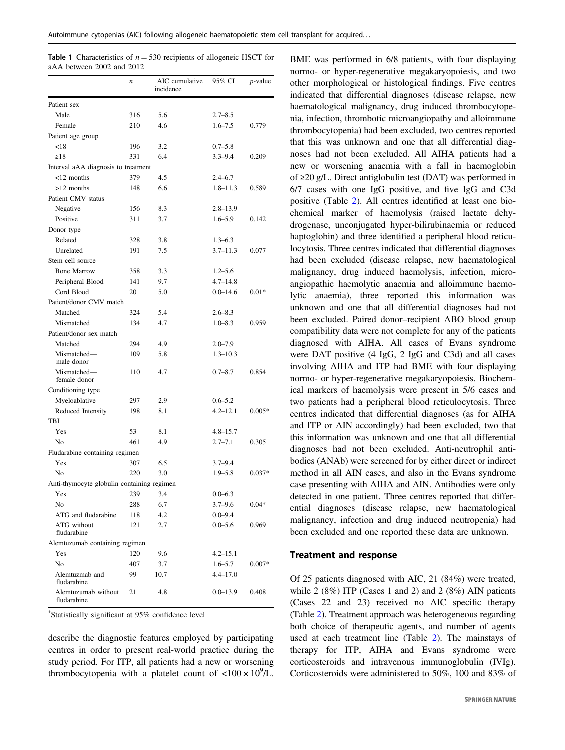**Table 1** Characteristics of $n = 530$ recipients of allogeneic HSCT for aAA between 2002 and 2012

| | $n$ | AIC cumulative incidence | 95% CI | $p$-value |
|---|---|---|---|---|
| Patient sex | | | | |
| Male | 316 | 5.6 | 2.7–8.5 | |
| Female | 210 | 4.6 | 1.6–7.5 | 0.779 |
| Patient age group | | | | |
| <18 | 196 | 3.2 | 0.7–5.8 | |
| ≥18 | 331 | 6.4 | 3.3–9.4 | 0.209 |
| Interval aAA diagnosis to treatment | | | | |
| <12 months | 379 | 4.5 | 2.4–6.7 | |
| >12 months | 148 | 6.6 | 1.8–11.3 | 0.589 |
| Patient CMV status | | | | |
| Negative | 156 | 8.3 | 2.8–13.9 | |
| Positive | 311 | 3.7 | 1.6–5.9 | 0.142 |
| Donor type | | | | |
| Related | 328 | 3.8 | 1.3–6.3 | |
| Unrelated | 191 | 7.5 | 3.7–11.3 | 0.077 |
| Stem cell source | | | | |
| Bone Marrow | 358 | 3.3 | 1.2–5.6 | |
| Peripheral Blood | 141 | 9.7 | 4.7–14.8 | |
| Cord Blood | 20 | 5.0 | 0.0–14.6 | 0.01* |
| Patient/donor CMV match | | | | |
| Matched | 324 | 5.4 | 2.6–8.3 | |
| Mismatched | 134 | 4.7 | 1.0–8.3 | 0.959 |
| Patient/donor sex match | | | | |
| Matched | 294 | 4.9 | 2.0–7.9 | |
| Mismatched—male donor | 109 | 5.8 | 1.3–10.3 | |
| Mismatched—female donor | 110 | 4.7 | 0.7–8.7 | 0.854 |
| Conditioning type | | | | |
| Myeloablative | 297 | 2.9 | 0.6–5.2 | |
| Reduced Intensity | 198 | 8.1 | 4.2–12.1 | 0.005* |
| TBI | | | | |
| Yes | 53 | 8.1 | 4.8–15.7 | |
| No | 461 | 4.9 | 2.7–7.1 | 0.305 |
| Fludarabine containing regimen | | | | |
| Yes | 307 | 6.5 | 3.7–9.4 | |
| No | 220 | 3.0 | 1.9–5.8 | 0.037* |
| Anti-thymocyte globulin containing regimen | | | | |
| Yes | 239 | 3.4 | 0.0–6.3 | |
| No | 288 | 6.7 | 3.7–9.6 | 0.04* |
| ATG and fludarabine | 118 | 4.2 | 0.0–9.4 | |
| ATG without fludarabine | 121 | 2.7 | 0.0–5.6 | 0.969 |
| Alemtuzumab containing regimen | | | | |
| Yes | 120 | 9.6 | 4.2–15.1 | |
| No | 407 | 3.7 | 1.6–5.7 | 0.007* |
| Alemtuzumab and fludarabine | 99 | 10.7 | 4.4–17.0 | |
| Alemtuzumab without fludarabine | 21 | 4.8 | 0.0–13.9 | 0.408 |

*Statistically significant at 95% confidence level

describe the diagnostic features employed by participating centres in order to present real-world practice during the study period. For ITP, all patients had a new or worsening thrombocytopenia with a platelet count of $<100 \times 10^9$/L. BME was performed in 6/8 patients, with four displaying normo- or hyper-regenerative megakaryopoiesis, and two other morphological or histological findings. Five centres indicated that differential diagnoses (disease relapse, new haematological malignancy, drug induced thrombocytopenia, infection, thrombotic microangiopathy and alloimmune thrombocytopenia) had been excluded, two centres reported that this was unknown and one that all differential diagnoses had not been excluded. All AIHA patients had a new or worsening anaemia with a fall in haemoglobin of ≥20 g/L. Direct antiglobulin test (DAT) was performed in 6/7 cases with one IgG positive, and five IgG and C3d positive (Table 2). All centres identified at least one biochemical marker of haemolysis (raised lactate dehydrogenase, unconjugated hyper-bilirubinaemia or reduced haptoglobin) and three identified a peripheral blood reticulocytosis. Three centres indicated that differential diagnoses had been excluded (disease relapse, new haematological malignancy, drug induced haemolysis, infection, microangiopathic haemolytic anaemia and alloimmune haemolytic anaemia), three reported this information was unknown and one that all differential diagnoses had not been excluded. Paired donor–recipient ABO blood group compatibility data were not complete for any of the patients diagnosed with AIHA. All cases of Evans syndrome were DAT positive (4 IgG, 2 IgG and C3d) and all cases involving AIHA and ITP had BME with four displaying normo- or hyper-regenerative megakaryopoiesis. Biochemical markers of haemolysis were present in 5/6 cases and two patients had a peripheral blood reticulocytosis. Three centres indicated that differential diagnoses (as for AIHA and ITP or AIN accordingly) had been excluded, two that this information was unknown and one that all differential diagnoses had not been excluded. Anti-neutrophil antibodies (ANAb) were screened for by either direct or indirect method in all AIN cases, and also in the Evans syndrome case presenting with AIHA and AIN. Antibodies were only detected in one patient. Three centres reported that differential diagnoses (disease relapse, new haematological malignancy, infection and drug induced neutropenia) had been excluded and one reported these data are unknown.

## Treatment and response

Of 25 patients diagnosed with AIC, 21 (84%) were treated, while 2 (8%) ITP (Cases 1 and 2) and 2 (8%) AIN patients (Cases 22 and 23) received no AIC specific therapy (Table 2). Treatment approach was heterogeneous regarding both choice of therapeutic agents, and number of agents used at each treatment line (Table 2). The mainstays of therapy for ITP, AIHA and Evans syndrome were corticosteroids and intravenous immunoglobulin (IVIg). Corticosteroids were administered to 50%, 100 and 83% of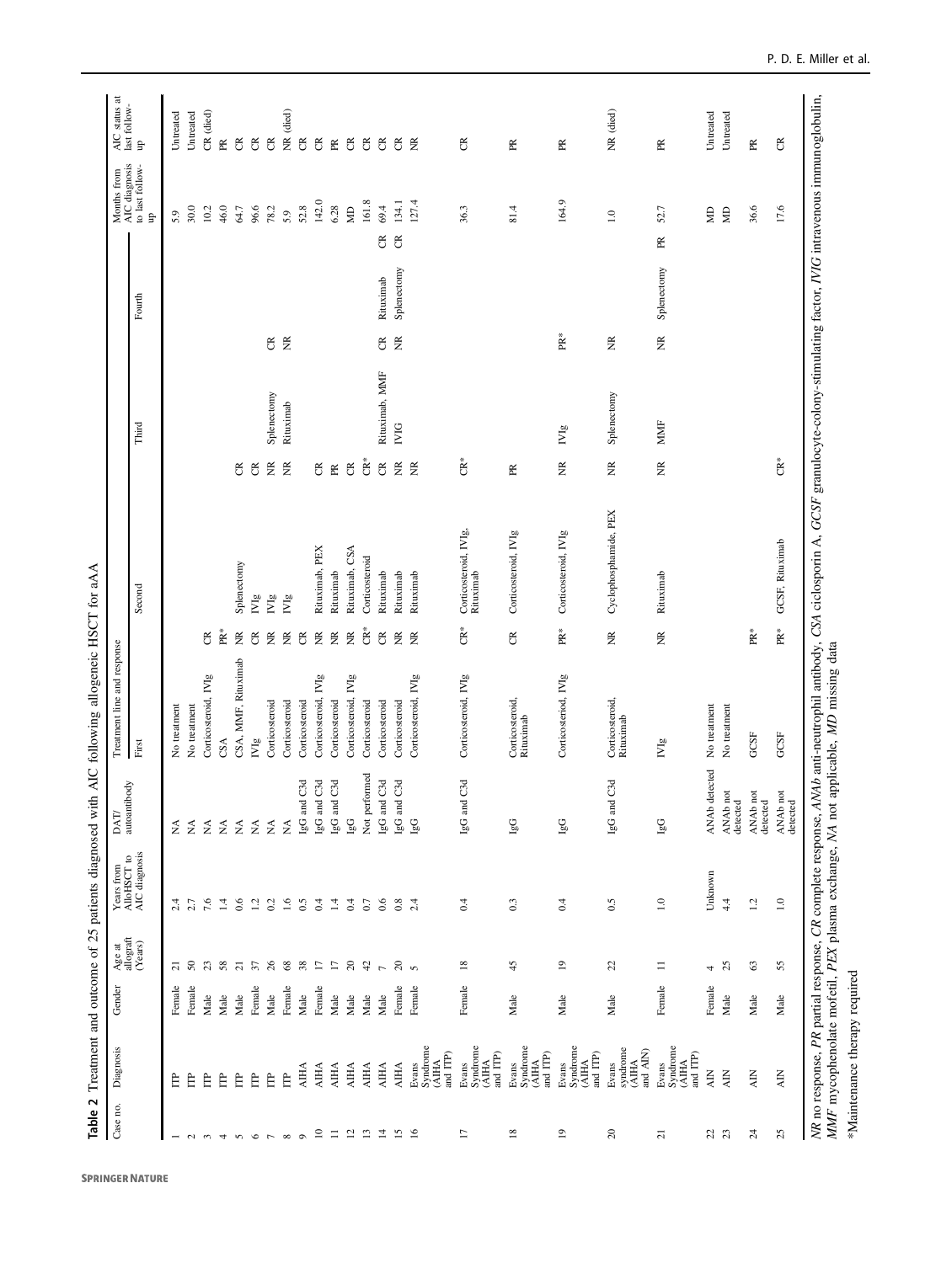**Table 2** Treatment and outcome of 25 patients diagnosed with AIC following allogeneic HSCT for aAA

| Case no. | Diagnosis | Gender | Age at allograft (Years) | Years from AlloHSCT to AIC diagnosis | DAT/ autoantibody | Treatment line and response | | | | | | | | Months from AIC diagnosis to last follow-up | AIC status at last follow-up |
|---|---|---|---|---|---|---|---|---|---|---|---|---|---|---|---|
| | | | | | | First | | Second | | Third | | Fourth | | | |
| 1 | ITP | Female | 21 | 2.4 | NA | No treatment | | | | | | | | 5.9 | Untreated |
| 2 | ITP | Female | 50 | 2.7 | NA | No treatment | | | | | | | | 30.0 | Untreated |
| 3 | ITP | Male | 23 | 7.6 | NA | Corticosteroid, IVIg | CR | | | | | | | 10.2 | CR (died) |
| 4 | ITP | Male | 58 | 1.4 | NA | CSA | PR* | | | | | | | 46.0 | PR |
| 5 | ITP | Male | 21 | 0.6 | NA | CSA, MMF, Rituximab | NR | Splenectomy | CR | | | | | 64.7 | CR |
| 6 | ITP | Female | 37 | 1.2 | NA | IVIg | CR | IVIg | CR | | | | | 96.6 | CR |
| 7 | ITP | Male | 26 | 0.2 | NA | Corticosteroid | NR | IVIg | NR | Splenectomy | CR | | | 78.2 | CR |
| 8 | ITP | Female | 68 | 1.6 | NA | Corticosteroid | NR | IVIg | NR | Rituximab | NR | | | 5.9 | NR (died) |
| 9 | AIHA | Male | 38 | 0.5 | IgG and C3d | Corticosteroid | CR | | | | | | | 52.8 | CR |
| 10 | AIHA | Female | 17 | 0.4 | IgG and C3d | Corticosteroid, IVIg | NR | Rituximab, PEX | CR | | | | | 142.0 | CR |
| 11 | AIHA | Male | 17 | 1.4 | IgG and C3d | Corticosteroid | NR | Rituximab | PR | | | | | 6.28 | PR |
| 12 | AIHA | Male | 20 | 0.4 | IgG | Corticosteroid, IVIg | NR | Rituximab, CSA | CR | | | | | MD | CR |
| 13 | AIHA | Male | 42 | 0.7 | Not performed | Corticosteroid | CR* | Corticosteroid | CR* | | | | | 161.8 | CR |
| 14 | AIHA | Male | 7 | 0.6 | IgG and C3d | Corticosteroid | CR | Rituximab | CR | Rituximab, MMF | CR | Rituximab | CR | 69.4 | CR |
| 15 | AIHA | Female | 20 | 0.8 | IgG and C3d | Corticosteroid | NR | Rituximab | NR | IVIG | NR | Splenectomy | CR | 134.1 | CR |
| 16 | Evans Syndrome (AIHA and ITP) | Female | 5 | 2.4 | IgG | Corticosteroid, IVIg | NR | Rituximab | NR | | | | | 127.4 | NR |
| 17 | Evans Syndrome (AIHA and ITP) | Female | 18 | 0.4 | IgG and C3d | Corticosteroid, IVIg | CR* | Corticosteroid, IVIg, Rituximab | CR* | | | | | 36.3 | CR |
| 18 | Evans Syndrome (AIHA and ITP) | Male | 45 | 0.3 | IgG | Corticosteroid, Rituximab | CR | Corticosteroid, IVIg | PR | | | | | 81.4 | PR |
| 19 | Evans Syndrome (AIHA and ITP) | Male | 19 | 0.4 | IgG | Corticosteroid, IVIg | PR* | Corticosteroid, IVIg | NR | IVIg | PR* | | | 164.9 | PR |
| 20 | Evans syndrome (AIHA and AIN) | Male | 22 | 0.5 | IgG and C3d | Corticosteroid, Rituximab | NR | Cyclophosphamide, PEX | NR | Splenectomy | NR | | | 1.0 | NR (died) |
| 21 | Evans Syndrome (AIHA and ITP) | Female | 11 | 1.0 | IgG | IVIg | NR | Rituximab | NR | MMF | NR | Splenectomy | PR | 52.7 | PR |
| 22 | AIN | Female | 4 | Unknown | ANAb detected | No treatment | | | | | | | | MD | Untreated |
| 23 | AIN | Male | 25 | 4.4 | ANAb not detected | No treatment | | | | | | | | MD | Untreated |
| 24 | AIN | Male | 63 | 1.2 | ANAb not detected | GCSF | PR* | | | | | | | 36.6 | PR |
| 25 | AIN | Male | 55 | 1.0 | ANAb not detected | GCSF | PR* | GCSF, Rituximab | CR* | | | | | 17.6 | CR |

*NR* no response, *PR* partial response, *CR* complete response, *ANAb* anti-neutrophil antibody, *CSA* ciclosporin A, *GCSF* granulocyte-colony-stimulating factor, *IVIG* intravenous immunoglobulin, *MMF* mycophenolate mofetil, *PEX* plasma exchange, *NA* not applicable, *MD* missing data

*Maintenance therapy required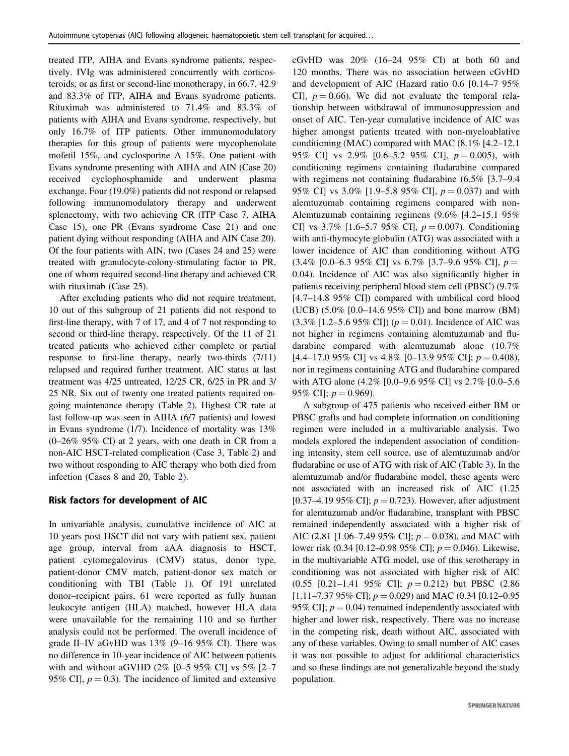treated ITP, AIHA and Evans syndrome patients, respectively. IVIg was administered concurrently with corticosteroids, or as first or second-line monotherapy, in 66.7, 42.9 and 83.3% of ITP, AIHA and Evans syndrome patients. Rituximab was administered to 71.4% and 83.3% of patients with AIHA and Evans syndrome, respectively, but only 16.7% of ITP patients. Other immunomodulatory therapies for this group of patients were mycophenolate mofetil 15%, and cyclosporine A 15%. One patient with Evans syndrome presenting with AIHA and AIN (Case 20) received cyclophosphamide and underwent plasma exchange. Four (19.0%) patients did not respond or relapsed following immunomodulatory therapy and underwent splenectomy, with two achieving CR (ITP Case 7, AIHA Case 15), one PR (Evans syndrome Case 21) and one patient dying without responding (AIHA and AIN Case 20). Of the four patients with AIN, two (Cases 24 and 25) were treated with granulocyte-colony-stimulating factor to PR, one of whom required second-line therapy and achieved CR with rituximab (Case 25).

After excluding patients who did not require treatment, 10 out of this subgroup of 21 patients did not respond to first-line therapy, with 7 of 17, and 4 of 7 not responding to second or third-line therapy, respectively. Of the 11 of 21 treated patients who achieved either complete or partial response to first-line therapy, nearly two-thirds (7/11) relapsed and required further treatment. AIC status at last treatment was 4/25 untreated, 12/25 CR, 6/25 in PR and 3/25 NR. Six out of twenty one treated patients required ongoing maintenance therapy (Table 2). Highest CR rate at last follow-up was seen in AIHA (6/7 patients) and lowest in Evans syndrome (1/7). Incidence of mortality was 13% (0–26% 95% CI) at 2 years, with one death in CR from a non-AIC HSCT-related complication (Case 3, Table 2) and two without responding to AIC therapy who both died from infection (Cases 8 and 20, Table 2).

## Risk factors for development of AIC

In univariable analysis, cumulative incidence of AIC at 10 years post HSCT did not vary with patient sex, patient age group, interval from aAA diagnosis to HSCT, patient cytomegalovirus (CMV) status, donor type, patient-donor CMV match, patient-donor sex match or conditioning with TBI (Table 1). Of 191 unrelated donor–recipient pairs, 61 were reported as fully human leukocyte antigen (HLA) matched, however HLA data were unavailable for the remaining 110 and so further analysis could not be performed. The overall incidence of grade II–IV aGvHD was 13% (9–16 95% CI). There was no difference in 10-year incidence of AIC between patients with and without aGVHD (2% [0–5 95% CI] vs 5% [2–7 95% CI], $p = 0.3$). The incidence of limited and extensive cGvHD was 20% (16–24 95% CI) at both 60 and 120 months. There was no association between cGvHD and development of AIC (Hazard ratio 0.6 [0.14–7 95% CI], $p = 0.66$). We did not evaluate the temporal relationship between withdrawal of immunosuppression and onset of AIC. Ten-year cumulative incidence of AIC was higher amongst patients treated with non-myeloablative conditioning (MAC) compared with MAC (8.1% [4.2–12.1 95% CI] vs 2.9% [0.6–5.2 95% CI], $p = 0.005$), with conditioning regimens containing fludarabine compared with regimens not containing fludarabine (6.5% [3.7–9.4 95% CI] vs 3.0% [1.9–5.8 95% CI], $p = 0.037$) and with alemtuzumab containing regimens compared with non-Alemtuzumab containing regimens (9.6% [4.2–15.1 95% CI] vs 3.7% [1.6–5.7 95% CI], $p = 0.007$). Conditioning with anti-thymocyte globulin (ATG) was associated with a lower incidence of AIC than conditioning without ATG (3.4% [0.0–6.3 95% CI] vs 6.7% [3.7–9.6 95% CI], $p = 0.04$). Incidence of AIC was also significantly higher in patients receiving peripheral blood stem cell (PBSC) (9.7% [4.7–14.8 95% CI]) compared with umbilical cord blood (UCB) (5.0% [0.0–14.6 95% CI]) and bone marrow (BM) (3.3% [1.2–5.6 95% CI]) ($p = 0.01$). Incidence of AIC was not higher in regimens containing alemtuzumab and fludarabine compared with alemtuzumab alone (10.7% [4.4–17.0 95% CI] vs 4.8% [0–13.9 95% CI]; $p = 0.408$), nor in regimens containing ATG and fludarabine compared with ATG alone (4.2% [0.0–9.6 95% CI] vs 2.7% [0.0–5.6 95% CI]; $p = 0.969$).

A subgroup of 475 patients who received either BM or PBSC grafts and had complete information on conditioning regimen were included in a multivariable analysis. Two models explored the independent association of conditioning intensity, stem cell source, use of alemtuzumab and/or fludarabine or use of ATG with risk of AIC (Table 3). In the alemtuzumab and/or fludarabine model, these agents were not associated with an increased risk of AIC (1.25 [0.37–4.19 95% CI]; $p = 0.723$). However, after adjustment for alemtuzumab and/or fludarabine, transplant with PBSC remained independently associated with a higher risk of AIC (2.81 [1.06–7.49 95% CI]; $p = 0.038$), and MAC with lower risk (0.34 [0.12–0.98 95% CI]; $p = 0.046$). Likewise, in the multivariable ATG model, use of this serotherapy in conditioning was not associated with higher risk of AIC (0.55 [0.21–1.41 95% CI]; $p = 0.212$) but PBSC (2.86 [1.11–7.37 95% CI]; $p = 0.029$) and MAC (0.34 [0.12–0.95 95% CI]; $p = 0.04$) remained independently associated with higher and lower risk, respectively. There was no increase in the competing risk, death without AIC, associated with any of these variables. Owing to small number of AIC cases it was not possible to adjust for additional characteristics and so these findings are not generalizable beyond the study population.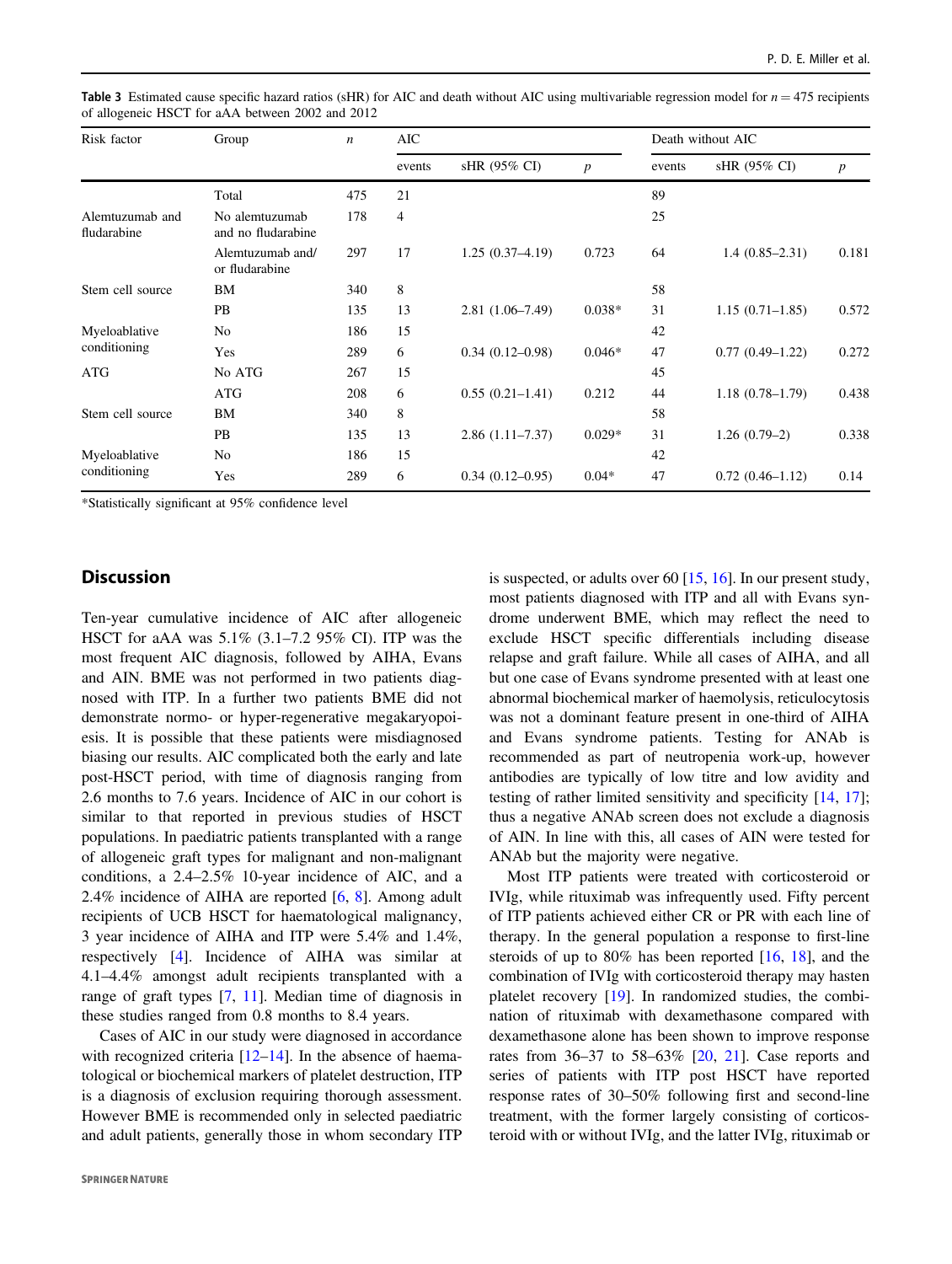**Table 3** Estimated cause specific hazard ratios (sHR) for AIC and death without AIC using multivariable regression model for $n = 475$ recipients of allogeneic HSCT for aAA between 2002 and 2012

| Risk factor | Group | *n* | AIC | | | Death without AIC | | |
|---|---|---|---|---|---|---|---|---|
| | | | events | sHR (95% CI) | *p* | events | sHR (95% CI) | *p* |
| | Total | 475 | 21 | | | 89 | | |
| Alemtuzumab and fludarabine | No alemtuzumab and no fludarabine | 178 | 4 | | | 25 | | |
| | Alemtuzumab and/ or fludarabine | 297 | 17 | 1.25 (0.37–4.19) | 0.723 | 64 | 1.4 (0.85–2.31) | 0.181 |
| Stem cell source | BM | 340 | 8 | | | 58 | | |
| | PB | 135 | 13 | 2.81 (1.06–7.49) | 0.038* | 31 | 1.15 (0.71–1.85) | 0.572 |
| Myeloablative conditioning | No | 186 | 15 | | | 42 | | |
| | Yes | 289 | 6 | 0.34 (0.12–0.98) | 0.046* | 47 | 0.77 (0.49–1.22) | 0.272 |
| ATG | No ATG | 267 | 15 | | | 45 | | |
| | ATG | 208 | 6 | 0.55 (0.21–1.41) | 0.212 | 44 | 1.18 (0.78–1.79) | 0.438 |
| Stem cell source | BM | 340 | 8 | | | 58 | | |
| | PB | 135 | 13 | 2.86 (1.11–7.37) | 0.029* | 31 | 1.26 (0.79–2) | 0.338 |
| Myeloablative conditioning | No | 186 | 15 | | | 42 | | |
| | Yes | 289 | 6 | 0.34 (0.12–0.95) | 0.04* | 47 | 0.72 (0.46–1.12) | 0.14 |

*Statistically significant at 95% confidence level

## Discussion

Ten-year cumulative incidence of AIC after allogeneic HSCT for aAA was 5.1% (3.1–7.2 95% CI). ITP was the most frequent AIC diagnosis, followed by AIHA, Evans and AIN. BME was not performed in two patients diagnosed with ITP. In a further two patients BME did not demonstrate normo- or hyper-regenerative megakaryopoiesis. It is possible that these patients were misdiagnosed biasing our results. AIC complicated both the early and late post-HSCT period, with time of diagnosis ranging from 2.6 months to 7.6 years. Incidence of AIC in our cohort is similar to that reported in previous studies of HSCT populations. In paediatric patients transplanted with a range of allogeneic graft types for malignant and non-malignant conditions, a 2.4–2.5% 10-year incidence of AIC, and a 2.4% incidence of AIHA are reported [6, 8]. Among adult recipients of UCB HSCT for haematological malignancy, 3 year incidence of AIHA and ITP were 5.4% and 1.4%, respectively [4]. Incidence of AIHA was similar at 4.1–4.4% amongst adult recipients transplanted with a range of graft types [7, 11]. Median time of diagnosis in these studies ranged from 0.8 months to 8.4 years.

Cases of AIC in our study were diagnosed in accordance with recognized criteria [12–14]. In the absence of haematological or biochemical markers of platelet destruction, ITP is a diagnosis of exclusion requiring thorough assessment. However BME is recommended only in selected paediatric and adult patients, generally those in whom secondary ITP is suspected, or adults over 60 [15, 16]. In our present study, most patients diagnosed with ITP and all with Evans syndrome underwent BME, which may reflect the need to exclude HSCT specific differentials including disease relapse and graft failure. While all cases of AIHA, and all but one case of Evans syndrome presented with at least one abnormal biochemical marker of haemolysis, reticulocytosis was not a dominant feature present in one-third of AIHA and Evans syndrome patients. Testing for ANAb is recommended as part of neutropenia work-up, however antibodies are typically of low titre and low avidity and testing of rather limited sensitivity and specificity [14, 17]; thus a negative ANAb screen does not exclude a diagnosis of AIN. In line with this, all cases of AIN were tested for ANAb but the majority were negative.

Most ITP patients were treated with corticosteroid or IVIg, while rituximab was infrequently used. Fifty percent of ITP patients achieved either CR or PR with each line of therapy. In the general population a response to first-line steroids of up to 80% has been reported [16, 18], and the combination of IVIg with corticosteroid therapy may hasten platelet recovery [19]. In randomized studies, the combination of rituximab with dexamethasone compared with dexamethasone alone has been shown to improve response rates from 36–37 to 58–63% [20, 21]. Case reports and series of patients with ITP post HSCT have reported response rates of 30–50% following first and second-line treatment, with the former largely consisting of corticosteroid with or without IVIg, and the latter IVIg, rituximab or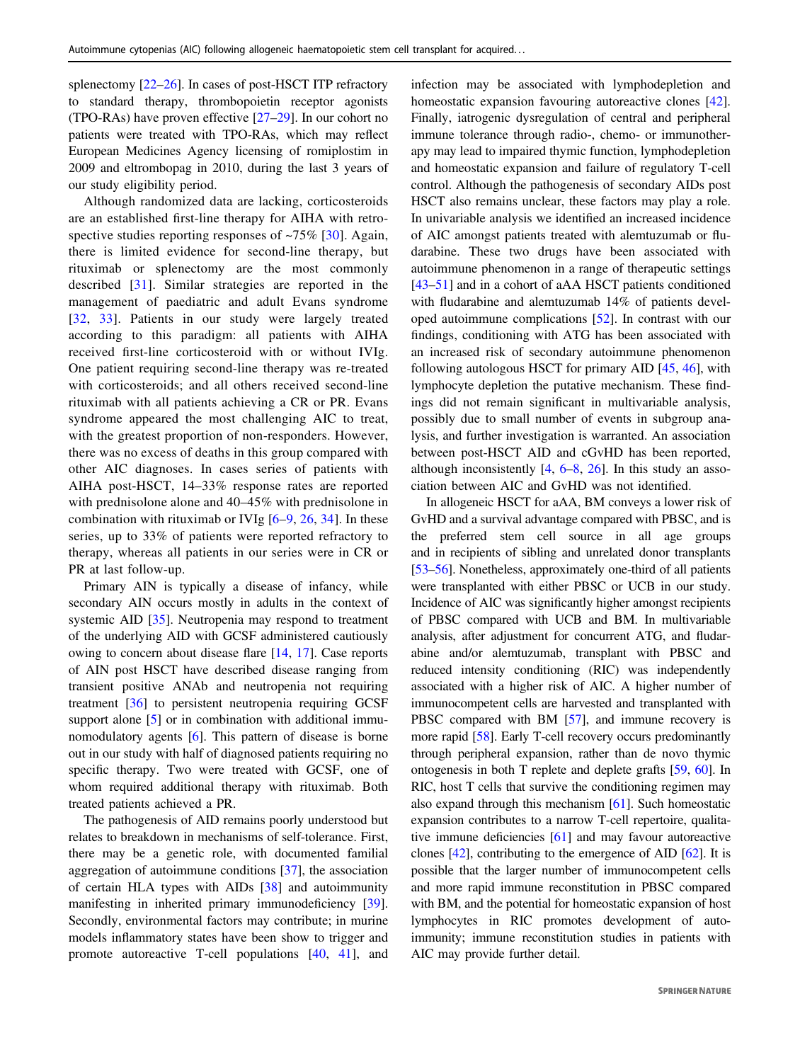splenectomy [22–26]. In cases of post-HSCT ITP refractory to standard therapy, thrombopoietin receptor agonists (TPO-RAs) have proven effective [27–29]. In our cohort no patients were treated with TPO-RAs, which may reflect European Medicines Agency licensing of romiplostim in 2009 and eltrombopag in 2010, during the last 3 years of our study eligibility period.

Although randomized data are lacking, corticosteroids are an established first-line therapy for AIHA with retrospective studies reporting responses of ~75% [30]. Again, there is limited evidence for second-line therapy, but rituximab or splenectomy are the most commonly described [31]. Similar strategies are reported in the management of paediatric and adult Evans syndrome [32, 33]. Patients in our study were largely treated according to this paradigm: all patients with AIHA received first-line corticosteroid with or without IVIg. One patient requiring second-line therapy was re-treated with corticosteroids; and all others received second-line rituximab with all patients achieving a CR or PR. Evans syndrome appeared the most challenging AIC to treat, with the greatest proportion of non-responders. However, there was no excess of deaths in this group compared with other AIC diagnoses. In cases series of patients with AIHA post-HSCT, 14–33% response rates are reported with prednisolone alone and 40–45% with prednisolone in combination with rituximab or IVIg [6–9, 26, 34]. In these series, up to 33% of patients were reported refractory to therapy, whereas all patients in our series were in CR or PR at last follow-up.

Primary AIN is typically a disease of infancy, while secondary AIN occurs mostly in adults in the context of systemic AID [35]. Neutropenia may respond to treatment of the underlying AID with GCSF administered cautiously owing to concern about disease flare [14, 17]. Case reports of AIN post HSCT have described disease ranging from transient positive ANAb and neutropenia not requiring treatment [36] to persistent neutropenia requiring GCSF support alone [5] or in combination with additional immunomodulatory agents [6]. This pattern of disease is borne out in our study with half of diagnosed patients requiring no specific therapy. Two were treated with GCSF, one of whom required additional therapy with rituximab. Both treated patients achieved a PR.

The pathogenesis of AID remains poorly understood but relates to breakdown in mechanisms of self-tolerance. First, there may be a genetic role, with documented familial aggregation of autoimmune conditions [37], the association of certain HLA types with AIDs [38] and autoimmunity manifesting in inherited primary immunodeficiency [39]. Secondly, environmental factors may contribute; in murine models inflammatory states have been show to trigger and promote autoreactive T-cell populations [40, 41], and infection may be associated with lymphodepletion and homeostatic expansion favouring autoreactive clones [42]. Finally, iatrogenic dysregulation of central and peripheral immune tolerance through radio-, chemo- or immunotherapy may lead to impaired thymic function, lymphodepletion and homeostatic expansion and failure of regulatory T-cell control. Although the pathogenesis of secondary AIDs post HSCT also remains unclear, these factors may play a role. In univariable analysis we identified an increased incidence of AIC amongst patients treated with alemtuzumab or fludarabine. These two drugs have been associated with autoimmune phenomenon in a range of therapeutic settings [43–51] and in a cohort of aAA HSCT patients conditioned with fludarabine and alemtuzumab 14% of patients developed autoimmune complications [52]. In contrast with our findings, conditioning with ATG has been associated with an increased risk of secondary autoimmune phenomenon following autologous HSCT for primary AID [45, 46], with lymphocyte depletion the putative mechanism. These findings did not remain significant in multivariable analysis, possibly due to small number of events in subgroup analysis, and further investigation is warranted. An association between post-HSCT AID and cGvHD has been reported, although inconsistently [4, 6–8, 26]. In this study an association between AIC and GvHD was not identified.

In allogeneic HSCT for aAA, BM conveys a lower risk of GvHD and a survival advantage compared with PBSC, and is the preferred stem cell source in all age groups and in recipients of sibling and unrelated donor transplants [53–56]. Nonetheless, approximately one-third of all patients were transplanted with either PBSC or UCB in our study. Incidence of AIC was significantly higher amongst recipients of PBSC compared with UCB and BM. In multivariable analysis, after adjustment for concurrent ATG, and fludarabine and/or alemtuzumab, transplant with PBSC and reduced intensity conditioning (RIC) was independently associated with a higher risk of AIC. A higher number of immunocompetent cells are harvested and transplanted with PBSC compared with BM [57], and immune recovery is more rapid [58]. Early T-cell recovery occurs predominantly through peripheral expansion, rather than de novo thymic ontogenesis in both T replete and deplete grafts [59, 60]. In RIC, host T cells that survive the conditioning regimen may also expand through this mechanism [61]. Such homeostatic expansion contributes to a narrow T-cell repertoire, qualitative immune deficiencies [61] and may favour autoreactive clones [42], contributing to the emergence of AID [62]. It is possible that the larger number of immunocompetent cells and more rapid immune reconstitution in PBSC compared with BM, and the potential for homeostatic expansion of host lymphocytes in RIC promotes development of autoimmunity; immune reconstitution studies in patients with AIC may provide further detail.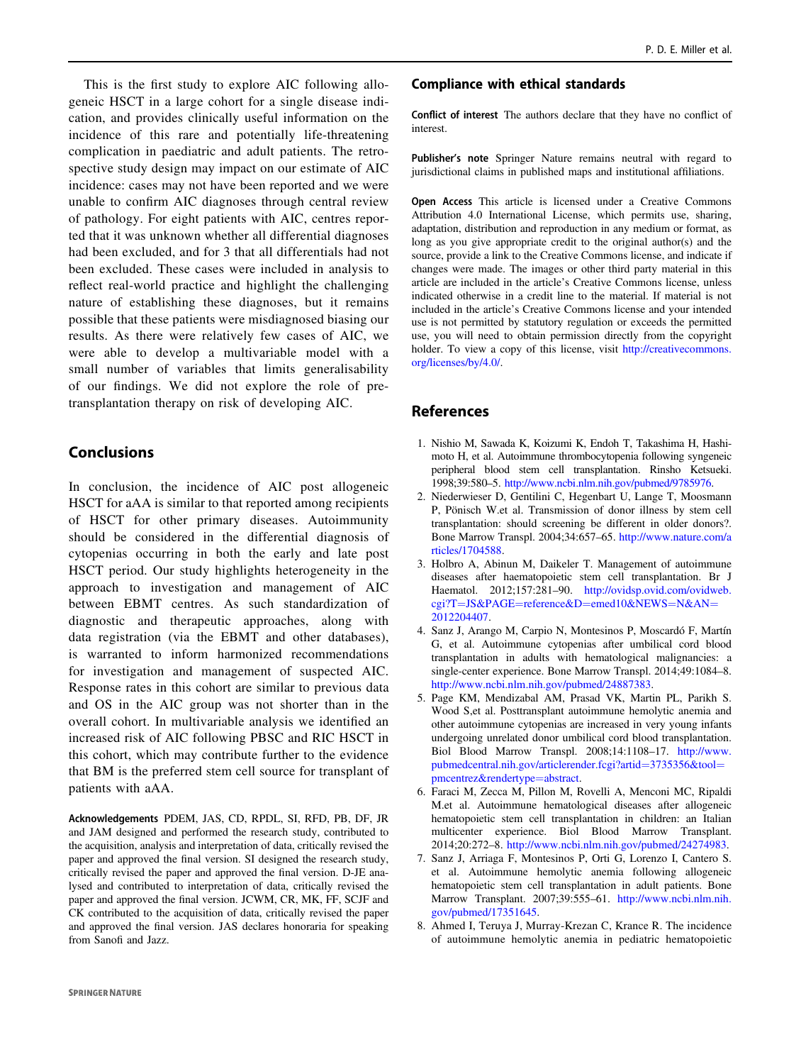This is the first study to explore AIC following allogeneic HSCT in a large cohort for a single disease indication, and provides clinically useful information on the incidence of this rare and potentially life-threatening complication in paediatric and adult patients. The retrospective study design may impact on our estimate of AIC incidence: cases may not have been reported and we were unable to confirm AIC diagnoses through central review of pathology. For eight patients with AIC, centres reported that it was unknown whether all differential diagnoses had been excluded, and for 3 that all differentials had not been excluded. These cases were included in analysis to reflect real-world practice and highlight the challenging nature of establishing these diagnoses, but it remains possible that these patients were misdiagnosed biasing our results. As there were relatively few cases of AIC, we were able to develop a multivariable model with a small number of variables that limits generalisability of our findings. We did not explore the role of pre-transplantation therapy on risk of developing AIC.

## Conclusions

In conclusion, the incidence of AIC post allogeneic HSCT for aAA is similar to that reported among recipients of HSCT for other primary diseases. Autoimmunity should be considered in the differential diagnosis of cytopenias occurring in both the early and late post HSCT period. Our study highlights heterogeneity in the approach to investigation and management of AIC between EBMT centres. As such standardization of diagnostic and therapeutic approaches, along with data registration (via the EBMT and other databases), is warranted to inform harmonized recommendations for investigation and management of suspected AIC. Response rates in this cohort are similar to previous data and OS in the AIC group was not shorter than in the overall cohort. In multivariable analysis we identified an increased risk of AIC following PBSC and RIC HSCT in this cohort, which may contribute further to the evidence that BM is the preferred stem cell source for transplant of patients with aAA.

**Acknowledgements** PDEM, JAS, CD, RPDL, SI, RFD, PB, DF, JR and JAM designed and performed the research study, contributed to the acquisition, analysis and interpretation of data, critically revised the paper and approved the final version. SI designed the research study, critically revised the paper and approved the final version. D-JE analysed and contributed to interpretation of data, critically revised the paper and approved the final version. JCWM, CR, MK, FF, SCJF and CK contributed to the acquisition of data, critically revised the paper and approved the final version. JAS declares honoraria for speaking from Sanofi and Jazz.

## Compliance with ethical standards

**Conflict of interest** The authors declare that they have no conflict of interest.

**Publisher's note** Springer Nature remains neutral with regard to jurisdictional claims in published maps and institutional affiliations.

**Open Access** This article is licensed under a Creative Commons Attribution 4.0 International License, which permits use, sharing, adaptation, distribution and reproduction in any medium or format, as long as you give appropriate credit to the original author(s) and the source, provide a link to the Creative Commons license, and indicate if changes were made. The images or other third party material in this article are included in the article's Creative Commons license, unless indicated otherwise in a credit line to the material. If material is not included in the article's Creative Commons license and your intended use is not permitted by statutory regulation or exceeds the permitted use, you will need to obtain permission directly from the copyright holder. To view a copy of this license, visit http://creativecommons.org/licenses/by/4.0/.

## References

1. Nishio M, Sawada K, Koizumi K, Endoh T, Takashima H, Hashimoto H, et al. Autoimmune thrombocytopenia following syngeneic peripheral blood stem cell transplantation. Rinsho Ketsueki. 1998;39:580–5. http://www.ncbi.nlm.nih.gov/pubmed/9785976.
2. Niederwieser D, Gentilini C, Hegenbart U, Lange T, Moosmann P, Pönisch W.et al. Transmission of donor illness by stem cell transplantation: should screening be different in older donors?. Bone Marrow Transpl. 2004;34:657–65. http://www.nature.com/articles/1704588.
3. Holbro A, Abinun M, Daikeler T. Management of autoimmune diseases after haematopoietic stem cell transplantation. Br J Haematol. 2012;157:281–90. http://ovidsp.ovid.com/ovidweb.cgi?T=JS&PAGE=reference&D=emed10&NEWS=N&AN=2012204407.
4. Sanz J, Arango M, Carpio N, Montesinos P, Moscardó F, Martín G, et al. Autoimmune cytopenias after umbilical cord blood transplantation in adults with hematological malignancies: a single-center experience. Bone Marrow Transpl. 2014;49:1084–8. http://www.ncbi.nlm.nih.gov/pubmed/24887383.
5. Page KM, Mendizabal AM, Prasad VK, Martin PL, Parikh S. Wood S,et al. Posttransplant autoimmune hemolytic anemia and other autoimmune cytopenias are increased in very young infants undergoing unrelated donor umbilical cord blood transplantation. Biol Blood Marrow Transpl. 2008;14:1108–17. http://www.pubmedcentral.nih.gov/articlerender.fcgi?artid=3735356&tool=pmcentrez&rendertype=abstract.
6. Faraci M, Zecca M, Pillon M, Rovelli A, Menconi MC, Ripaldi M.et al. Autoimmune hematological diseases after allogeneic hematopoietic stem cell transplantation in children: an Italian multicenter experience. Biol Blood Marrow Transplant. 2014;20:272–8. http://www.ncbi.nlm.nih.gov/pubmed/24274983.
7. Sanz J, Arriaga F, Montesinos P, Orti G, Lorenzo I, Cantero S. et al. Autoimmune hemolytic anemia following allogeneic hematopoietic stem cell transplantation in adult patients. Bone Marrow Transplant. 2007;39:555–61. http://www.ncbi.nlm.nih.gov/pubmed/17351645.
8. Ahmed I, Teruya J, Murray-Krezan C, Krance R. The incidence of autoimmune hemolytic anemia in pediatric hematopoietic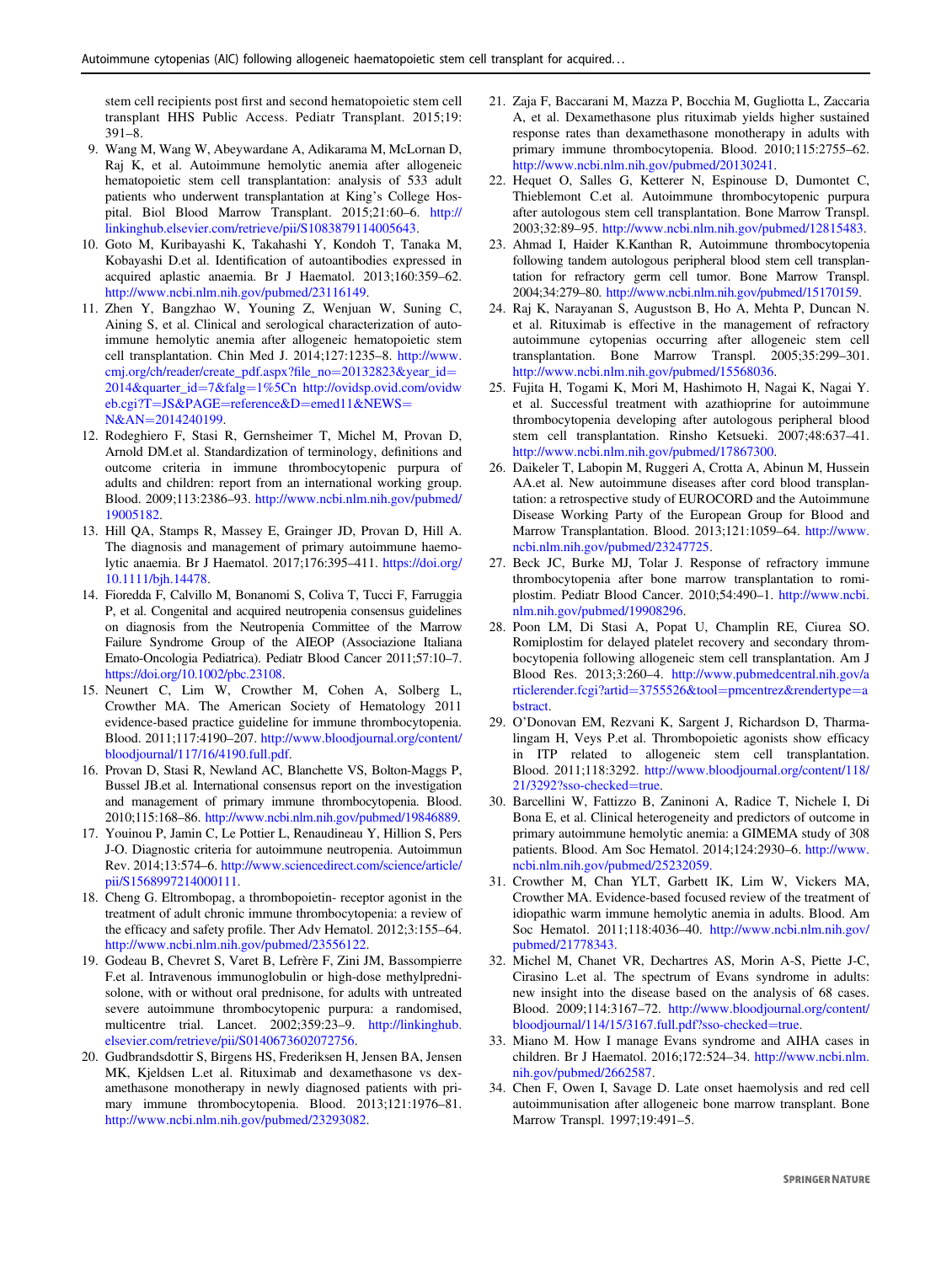stem cell recipients post first and second hematopoietic stem cell transplant HHS Public Access. Pediatr Transplant. 2015;19: 391–8.

9. Wang M, Wang W, Abeywardane A, Adikarama M, McLornan D, Raj K, et al. Autoimmune hemolytic anemia after allogeneic hematopoietic stem cell transplantation: analysis of 533 adult patients who underwent transplantation at King's College Hospital. Biol Blood Marrow Transplant. 2015;21:60–6. http://linkinghub.elsevier.com/retrieve/pii/S1083879114005643.
10. Goto M, Kuribayashi K, Takahashi Y, Kondoh T, Tanaka M, Kobayashi D.et al. Identification of autoantibodies expressed in acquired aplastic anaemia. Br J Haematol. 2013;160:359–62. http://www.ncbi.nlm.nih.gov/pubmed/23116149.
11. Zhen Y, Bangzhao W, Youning Z, Wenjuan W, Suning C, Aining S, et al. Clinical and serological characterization of autoimmune hemolytic anemia after allogeneic hematopoietic stem cell transplantation. Chin Med J. 2014;127:1235–8. http://www.cmj.org/ch/reader/create_pdf.aspx?file_no=20132823&year_id=2014&quarter_id=7&falg=1%5Cn http://ovidsp.ovid.com/ovidweb.cgi?T=JS&PAGE=reference&D=emed11&NEWS=N&AN=2014240199.
12. Rodeghiero F, Stasi R, Gernsheimer T, Michel M, Provan D, Arnold DM.et al. Standardization of terminology, definitions and outcome criteria in immune thrombocytopenic purpura of adults and children: report from an international working group. Blood. 2009;113:2386–93. http://www.ncbi.nlm.nih.gov/pubmed/19005182.
13. Hill QA, Stamps R, Massey E, Grainger JD, Provan D, Hill A. The diagnosis and management of primary autoimmune haemolytic anaemia. Br J Haematol. 2017;176:395–411. https://doi.org/10.1111/bjh.14478.
14. Fioredda F, Calvillo M, Bonanomi S, Coliva T, Tucci F, Farruggia P, et al. Congenital and acquired neutropenia consensus guidelines on diagnosis from the Neutropenia Committee of the Marrow Failure Syndrome Group of the AIEOP (Associazione Italiana Emato-Oncologia Pediatrica). Pediatr Blood Cancer 2011;57:10–7. https://doi.org/10.1002/pbc.23108.
15. Neunert C, Lim W, Crowther M, Cohen A, Solberg L, Crowther MA. The American Society of Hematology 2011 evidence-based practice guideline for immune thrombocytopenia. Blood. 2011;117:4190–207. http://www.bloodjournal.org/content/bloodjournal/117/16/4190.full.pdf.
16. Provan D, Stasi R, Newland AC, Blanchette VS, Bolton-Maggs P, Bussel JB.et al. International consensus report on the investigation and management of primary immune thrombocytopenia. Blood. 2010;115:168–86. http://www.ncbi.nlm.nih.gov/pubmed/19846889.
17. Youinou P, Jamin C, Le Pottier L, Renaudineau Y, Hillion S, Pers J-O. Diagnostic criteria for autoimmune neutropenia. Autoimmun Rev. 2014;13:574–6. http://www.sciencedirect.com/science/article/pii/S1568997214000111.
18. Cheng G. Eltrombopag, a thrombopoietin- receptor agonist in the treatment of adult chronic immune thrombocytopenia: a review of the efficacy and safety profile. Ther Adv Hematol. 2012;3:155–64. http://www.ncbi.nlm.nih.gov/pubmed/23556122.
19. Godeau B, Chevret S, Varet B, Lefrère F, Zini JM, Bassompierre F.et al. Intravenous immunoglobulin or high-dose methylprednisolone, with or without oral prednisone, for adults with untreated severe autoimmune thrombocytopenic purpura: a randomised, multicentre trial. Lancet. 2002;359:23–9. http://linkinghub.elsevier.com/retrieve/pii/S0140673602072756.
20. Gudbrandsdottir S, Birgens HS, Frederiksen H, Jensen BA, Jensen MK, Kjeldsen L.et al. Rituximab and dexamethasone vs dexamethasone monotherapy in newly diagnosed patients with primary immune thrombocytopenia. Blood. 2013;121:1976–81. http://www.ncbi.nlm.nih.gov/pubmed/23293082.
21. Zaja F, Baccarani M, Mazza P, Bocchia M, Gugliotta L, Zaccaria A, et al. Dexamethasone plus rituximab yields higher sustained response rates than dexamethasone monotherapy in adults with primary immune thrombocytopenia. Blood. 2010;115:2755–62. http://www.ncbi.nlm.nih.gov/pubmed/20130241.
22. Hequet O, Salles G, Ketterer N, Espinouse D, Dumontet C, Thieblemont C.et al. Autoimmune thrombocytopenic purpura after autologous stem cell transplantation. Bone Marrow Transpl. 2003;32:89–95. http://www.ncbi.nlm.nih.gov/pubmed/12815483.
23. Ahmad I, Haider K.Kanthan R, Autoimmune thrombocytopenia following tandem autologous peripheral blood stem cell transplantation for refractory germ cell tumor. Bone Marrow Transpl. 2004;34:279–80. http://www.ncbi.nlm.nih.gov/pubmed/15170159.
24. Raj K, Narayanan S, Augustson B, Ho A, Mehta P, Duncan N. et al. Rituximab is effective in the management of refractory autoimmune cytopenias occurring after allogeneic stem cell transplantation. Bone Marrow Transpl. 2005;35:299–301. http://www.ncbi.nlm.nih.gov/pubmed/15568036.
25. Fujita H, Togami K, Mori M, Hashimoto H, Nagai K, Nagai Y. et al. Successful treatment with azathioprine for autoimmune thrombocytopenia developing after autologous peripheral blood stem cell transplantation. Rinsho Ketsueki. 2007;48:637–41. http://www.ncbi.nlm.nih.gov/pubmed/17867300.
26. Daikeler T, Labopin M, Ruggeri A, Crotta A, Abinun M, Hussein AA.et al. New autoimmune diseases after cord blood transplantation: a retrospective study of EUROCORD and the Autoimmune Disease Working Party of the European Group for Blood and Marrow Transplantation. Blood. 2013;121:1059–64. http://www.ncbi.nlm.nih.gov/pubmed/23247725.
27. Beck JC, Burke MJ, Tolar J. Response of refractory immune thrombocytopenia after bone marrow transplantation to romiplostim. Pediatr Blood Cancer. 2010;54:490–1. http://www.ncbi.nlm.nih.gov/pubmed/19908296.
28. Poon LM, Di Stasi A, Popat U, Champlin RE, Ciurea SO. Romiplostim for delayed platelet recovery and secondary thrombocytopenia following allogeneic stem cell transplantation. Am J Blood Res. 2013;3:260–4. http://www.pubmedcentral.nih.gov/articlerender.fcgi?artid=3755526&tool=pmcentrez&rendertype=abstract.
29. O'Donovan EM, Rezvani K, Sargent J, Richardson D, Tharmalingam H, Veys P.et al. Thrombopoietic agonists show efficacy in ITP related to allogeneic stem cell transplantation. Blood. 2011;118:3292. http://www.bloodjournal.org/content/118/21/3292?sso-checked=true.
30. Barcellini W, Fattizzo B, Zaninoni A, Radice T, Nichele I, Di Bona E, et al. Clinical heterogeneity and predictors of outcome in primary autoimmune hemolytic anemia: a GIMEMA study of 308 patients. Blood. Am Soc Hematol. 2014;124:2930–6. http://www.ncbi.nlm.nih.gov/pubmed/25232059.
31. Crowther M, Chan YLT, Garbett IK, Lim W, Vickers MA, Crowther MA. Evidence-based focused review of the treatment of idiopathic warm immune hemolytic anemia in adults. Blood. Am Soc Hematol. 2011;118:4036–40. http://www.ncbi.nlm.nih.gov/pubmed/21778343.
32. Michel M, Chanet VR, Dechartres AS, Morin A-S, Piette J-C, Cirasino L.et al. The spectrum of Evans syndrome in adults: new insight into the disease based on the analysis of 68 cases. Blood. 2009;114:3167–72. http://www.bloodjournal.org/content/bloodjournal/114/15/3167.full.pdf?sso-checked=true.
33. Miano M. How I manage Evans syndrome and AIHA cases in children. Br J Haematol. 2016;172:524–34. http://www.ncbi.nlm.nih.gov/pubmed/2662587.
34. Chen F, Owen I, Savage D. Late onset haemolysis and red cell autoimmunisation after allogeneic bone marrow transplant. Bone Marrow Transpl. 1997;19:491–5.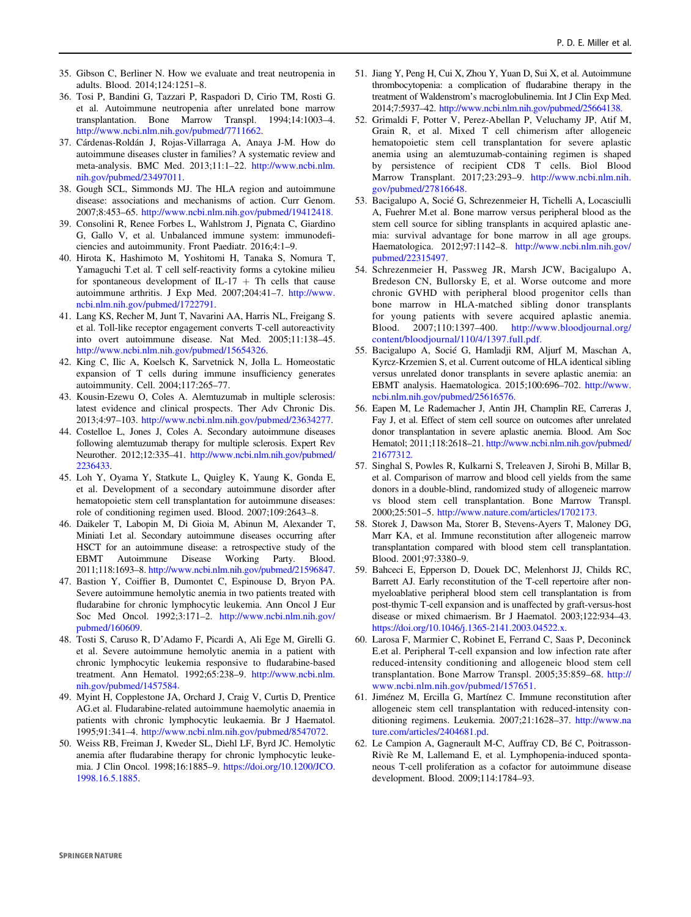35. Gibson C, Berliner N. How we evaluate and treat neutropenia in adults. Blood. 2014;124:1251–8.
36. Tosi P, Bandini G, Tazzari P, Raspadori D, Cirio TM, Rosti G. et al. Autoimmune neutropenia after unrelated bone marrow transplantation. Bone Marrow Transpl. 1994;14:1003–4. http://www.ncbi.nlm.nih.gov/pubmed/7711662.
37. Cárdenas-Roldán J, Rojas-Villarraga A, Anaya J-M. How do autoimmune diseases cluster in families? A systematic review and meta-analysis. BMC Med. 2013;11:1–22. http://www.ncbi.nlm.nih.gov/pubmed/23497011.
38. Gough SCL, Simmonds MJ. The HLA region and autoimmune disease: associations and mechanisms of action. Curr Genom. 2007;8:453–65. http://www.ncbi.nlm.nih.gov/pubmed/19412418.
39. Consolini R, Renee Forbes L, Wahlstrom J, Pignata C, Giardino G, Gallo V, et al. Unbalanced immune system: immunodeficiencies and autoimmunity. Front Paediatr. 2016;4:1–9.
40. Hirota K, Hashimoto M, Yoshitomi H, Tanaka S, Nomura T, Yamaguchi T.et al. T cell self-reactivity forms a cytokine milieu for spontaneous development of IL-17 + Th cells that cause autoimmune arthritis. J Exp Med. 2007;204:41–7. http://www.ncbi.nlm.nih.gov/pubmed/1722791.
41. Lang KS, Recher M, Junt T, Navarini AA, Harris NL, Freigang S. et al. Toll-like receptor engagement converts T-cell autoreactivity into overt autoimmune disease. Nat Med. 2005;11:138–45. http://www.ncbi.nlm.nih.gov/pubmed/15654326.
42. King C, Ilic A, Koelsch K, Sarvetnick N, Jolla L. Homeostatic expansion of T cells during immune insufficiency generates autoimmunity. Cell. 2004;117:265–77.
43. Kousin-Ezewu O, Coles A. Alemtuzumab in multiple sclerosis: latest evidence and clinical prospects. Ther Adv Chronic Dis. 2013;4:97–103. http://www.ncbi.nlm.nih.gov/pubmed/23634277.
44. Costelloe L, Jones J, Coles A. Secondary autoimmune diseases following alemtuzumab therapy for multiple sclerosis. Expert Rev Neurother. 2012;12:335–41. http://www.ncbi.nlm.nih.gov/pubmed/2236433.
45. Loh Y, Oyama Y, Statkute L, Quigley K, Yaung K, Gonda E, et al. Development of a secondary autoimmune disorder after hematopoietic stem cell transplantation for autoimmune diseases: role of conditioning regimen used. Blood. 2007;109:2643–8.
46. Daikeler T, Labopin M, Di Gioia M, Abinun M, Alexander T, Miniati I.et al. Secondary autoimmune diseases occurring after HSCT for an autoimmune disease: a retrospective study of the EBMT Autoimmune Disease Working Party. Blood. 2011;118:1693–8. http://www.ncbi.nlm.nih.gov/pubmed/21596847.
47. Bastion Y, Coiffier B, Dumontet C, Espinouse D, Bryon PA. Severe autoimmune hemolytic anemia in two patients treated with fludarabine for chronic lymphocytic leukemia. Ann Oncol J Eur Soc Med Oncol. 1992;3:171–2. http://www.ncbi.nlm.nih.gov/pubmed/160609.
48. Tosti S, Caruso R, D'Adamo F, Picardi A, Ali Ege M, Girelli G. et al. Severe autoimmune hemolytic anemia in a patient with chronic lymphocytic leukemia responsive to fludarabine-based treatment. Ann Hematol. 1992;65:238–9. http://www.ncbi.nlm.nih.gov/pubmed/1457584.
49. Myint H, Copplestone JA, Orchard J, Craig V, Curtis D, Prentice AG.et al. Fludarabine-related autoimmune haemolytic anaemia in patients with chronic lymphocytic leukaemia. Br J Haematol. 1995;91:341–4. http://www.ncbi.nlm.nih.gov/pubmed/8547072.
50. Weiss RB, Freiman J, Kweder SL, Diehl LF, Byrd JC. Hemolytic anemia after fludarabine therapy for chronic lymphocytic leukemia. J Clin Oncol. 1998;16:1885–9. https://doi.org/10.1200/JCO.1998.16.5.1885.
51. Jiang Y, Peng H, Cui X, Zhou Y, Yuan D, Sui X, et al. Autoimmune thrombocytopenia: a complication of fludarabine therapy in the treatment of Waldenstrom's macroglobulinemia. Int J Clin Exp Med. 2014;7:5937–42. http://www.ncbi.nlm.nih.gov/pubmed/25664138.
52. Grimaldi F, Potter V, Perez-Abellan P, Veluchamy JP, Atif M, Grain R, et al. Mixed T cell chimerism after allogeneic hematopoietic stem cell transplantation for severe aplastic anemia using an alemtuzumab-containing regimen is shaped by persistence of recipient CD8 T cells. Biol Blood Marrow Transplant. 2017;23:293–9. http://www.ncbi.nlm.nih.gov/pubmed/27816648.
53. Bacigalupo A, Socié G, Schrezenmeier H, Tichelli A, Locasciulli A, Fuehrer M.et al. Bone marrow versus peripheral blood as the stem cell source for sibling transplants in acquired aplastic anemia: survival advantage for bone marrow in all age groups. Haematologica. 2012;97:1142–8. http://www.ncbi.nlm.nih.gov/pubmed/22315497.
54. Schrezenmeier H, Passweg JR, Marsh JCW, Bacigalupo A, Bredeson CN, Bullorsky E, et al. Worse outcome and more chronic GVHD with peripheral blood progenitor cells than bone marrow in HLA-matched sibling donor transplants for young patients with severe acquired aplastic anemia. Blood. 2007;110:1397–400. http://www.bloodjournal.org/content/bloodjournal/110/4/1397.full.pdf.
55. Bacigalupo A, Socié G, Hamladji RM, Aljurf M, Maschan A, Kyrcz-Krzemien S, et al. Current outcome of HLA identical sibling versus unrelated donor transplants in severe aplastic anemia: an EBMT analysis. Haematologica. 2015;100:696–702. http://www.ncbi.nlm.nih.gov/pubmed/25616576.
56. Eapen M, Le Rademacher J, Antin JH, Champlin RE, Carreras J, Fay J, et al. Effect of stem cell source on outcomes after unrelated donor transplantation in severe aplastic anemia. Blood. Am Soc Hematol; 2011;118:2618–21. http://www.ncbi.nlm.nih.gov/pubmed/21677312.
57. Singhal S, Powles R, Kulkarni S, Treleaven J, Sirohi B, Millar B, et al. Comparison of marrow and blood cell yields from the same donors in a double-blind, randomized study of allogeneic marrow vs blood stem cell transplantation. Bone Marrow Transpl. 2000;25:501–5. http://www.nature.com/articles/1702173.
58. Storek J, Dawson Ma, Storer B, Stevens-Ayers T, Maloney DG, Marr KA, et al. Immune reconstitution after allogeneic marrow transplantation compared with blood stem cell transplantation. Blood. 2001;97:3380–9.
59. Bahceci E, Epperson D, Douek DC, Melenhorst JJ, Childs RC, Barrett AJ. Early reconstitution of the T-cell repertoire after non-myeloablative peripheral blood stem cell transplantation is from post-thymic T-cell expansion and is unaffected by graft-versus-host disease or mixed chimaerism. Br J Haematol. 2003;122:934–43. https://doi.org/10.1046/j.1365-2141.2003.04522.x.
60. Larosa F, Marmier C, Robinet E, Ferrand C, Saas P, Deconinck E.et al. Peripheral T-cell expansion and low infection rate after reduced-intensity conditioning and allogeneic blood stem cell transplantation. Bone Marrow Transpl. 2005;35:859–68. http://www.ncbi.nlm.nih.gov/pubmed/157651.
61. Jiménez M, Ercilla G, Martínez C. Immune reconstitution after allogeneic stem cell transplantation with reduced-intensity conditioning regimens. Leukemia. 2007;21:1628–37. http://www.nature.com/articles/2404681.pd.
62. Le Campion A, Gagnerault M-C, Auffray CD, Bé C, Poitrasson-Riviè Re M, Lallemand E, et al. Lymphopenia-induced spontaneous T-cell proliferation as a cofactor for autoimmune disease development. Blood. 2009;114:1784–93.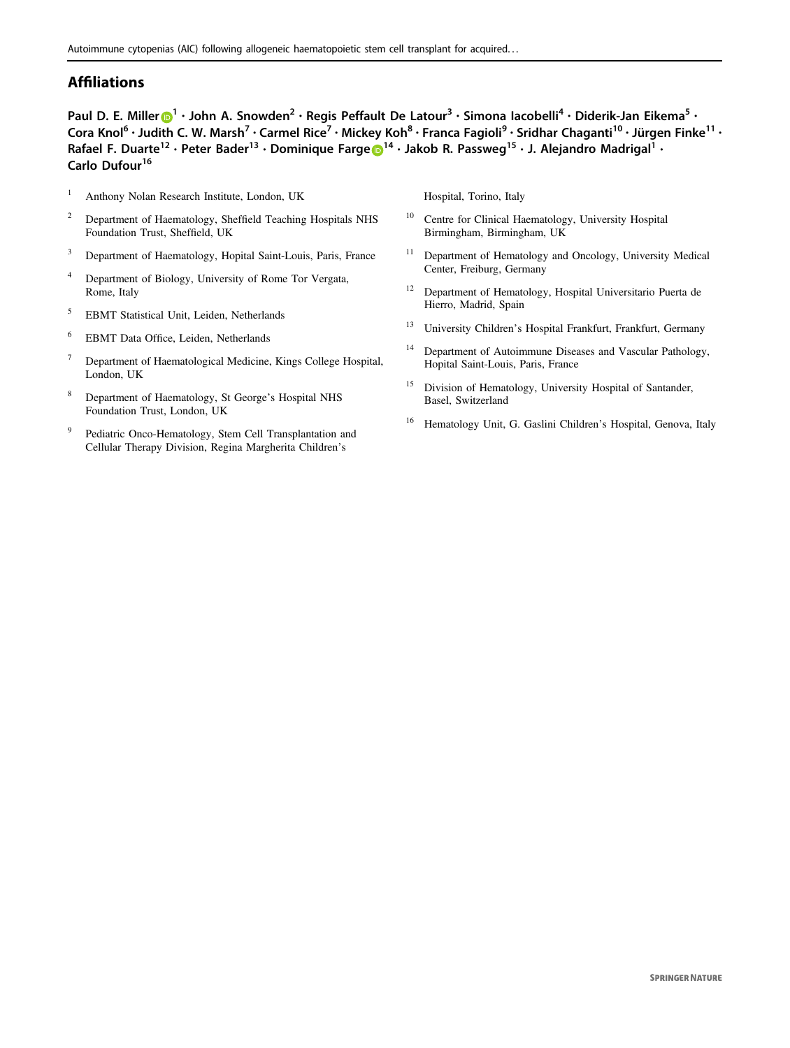## Affiliations

**Paul D. E. Miller**[1] · **John A. Snowden**[2] · **Regis Peffault De Latour**[3] · **Simona Iacobelli**[4] · **Diderik-Jan Eikema**[5] · **Cora Knol**[6] · **Judith C. W. Marsh**[7] · **Carmel Rice**[7] · **Mickey Koh**[8] · **Franca Fagioli**[9] · **Sridhar Chaganti**[10] · **Jürgen Finke**[11] · **Rafael F. Duarte**[12] · **Peter Bader**[13] · **Dominique Farge**[14] · **Jakob R. Passweg**[15] · **J. Alejandro Madrigal**[1] · **Carlo Dufour**[16]

1. Anthony Nolan Research Institute, London, UK
2. Department of Haematology, Sheffield Teaching Hospitals NHS Foundation Trust, Sheffield, UK
3. Department of Haematology, Hopital Saint-Louis, Paris, France
4. Department of Biology, University of Rome Tor Vergata, Rome, Italy
5. EBMT Statistical Unit, Leiden, Netherlands
6. EBMT Data Office, Leiden, Netherlands
7. Department of Haematological Medicine, Kings College Hospital, London, UK
8. Department of Haematology, St George's Hospital NHS Foundation Trust, London, UK
9. Pediatric Onco-Hematology, Stem Cell Transplantation and Cellular Therapy Division, Regina Margherita Children's Hospital, Torino, Italy
10. Centre for Clinical Haematology, University Hospital Birmingham, Birmingham, UK
11. Department of Hematology and Oncology, University Medical Center, Freiburg, Germany
12. Department of Hematology, Hospital Universitario Puerta de Hierro, Madrid, Spain
13. University Children's Hospital Frankfurt, Frankfurt, Germany
14. Department of Autoimmune Diseases and Vascular Pathology, Hopital Saint-Louis, Paris, France
15. Division of Hematology, University Hospital of Santander, Basel, Switzerland
16. Hematology Unit, G. Gaslini Children's Hospital, Genova, Italy